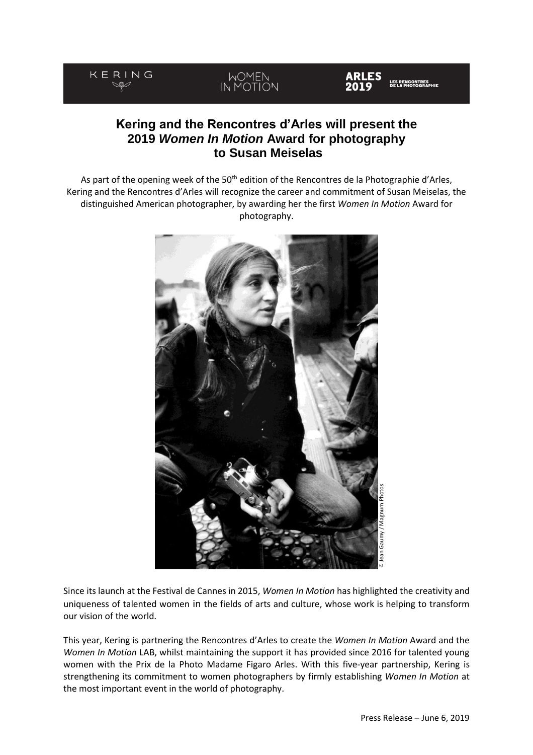KERING WOMEN IN MOTION ARLES 2019 LES RENCONTRES DE LA PHOTOGRAPHIE

# Kering and the Rencontres d'Arles will present the 2019 *Women In Motion* Award for photography to Susan Meiselas

As part of the opening week of the 50th edition of the Rencontres de la Photographie d'Arles, Kering and the Rencontres d'Arles will recognize the career and commitment of Susan Meiselas, the distinguished American photographer, by awarding her the first *Women In Motion* Award for photography.

© Jean Gaumy / Magnum Photos

Since its launch at the Festival de Cannes in 2015, *Women In Motion* has highlighted the creativity and uniqueness of talented women in the fields of arts and culture, whose work is helping to transform our vision of the world.

This year, Kering is partnering the Rencontres d'Arles to create the *Women In Motion* Award and the *Women In Motion* LAB, whilst maintaining the support it has provided since 2016 for talented young women with the Prix de la Photo Madame Figaro Arles. With this five-year partnership, Kering is strengthening its commitment to women photographers by firmly establishing *Women In Motion* at the most important event in the world of photography.

Press Release – June 6, 2019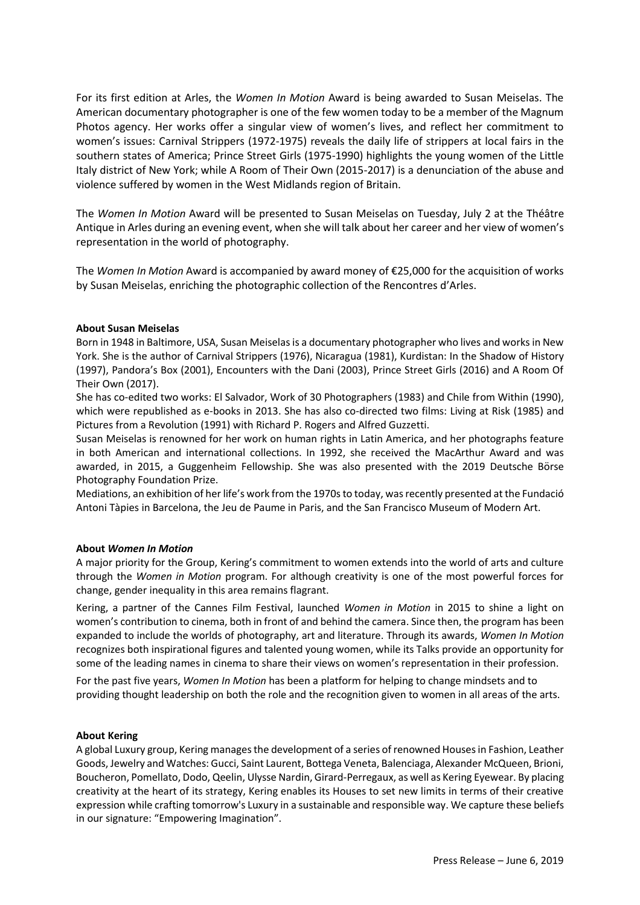For its first edition at Arles, the *Women In Motion* Award is being awarded to Susan Meiselas. The American documentary photographer is one of the few women today to be a member of the Magnum Photos agency. Her works offer a singular view of women's lives, and reflect her commitment to women's issues: Carnival Strippers (1972-1975) reveals the daily life of strippers at local fairs in the southern states of America; Prince Street Girls (1975-1990) highlights the young women of the Little Italy district of New York; while A Room of Their Own (2015-2017) is a denunciation of the abuse and violence suffered by women in the West Midlands region of Britain.

The *Women In Motion* Award will be presented to Susan Meiselas on Tuesday, July 2 at the Théâtre Antique in Arles during an evening event, when she will talk about her career and her view of women's representation in the world of photography.

The *Women In Motion* Award is accompanied by award money of €25,000 for the acquisition of works by Susan Meiselas, enriching the photographic collection of the Rencontres d'Arles.

**About Susan Meiselas**

Born in 1948 in Baltimore, USA, Susan Meiselas is a documentary photographer who lives and works in New York. She is the author of Carnival Strippers (1976), Nicaragua (1981), Kurdistan: In the Shadow of History (1997), Pandora's Box (2001), Encounters with the Dani (2003), Prince Street Girls (2016) and A Room Of Their Own (2017).

She has co-edited two works: El Salvador, Work of 30 Photographers (1983) and Chile from Within (1990), which were republished as e-books in 2013. She has also co-directed two films: Living at Risk (1985) and Pictures from a Revolution (1991) with Richard P. Rogers and Alfred Guzzetti.

Susan Meiselas is renowned for her work on human rights in Latin America, and her photographs feature in both American and international collections. In 1992, she received the MacArthur Award and was awarded, in 2015, a Guggenheim Fellowship. She was also presented with the 2019 Deutsche Börse Photography Foundation Prize.

Mediations, an exhibition of her life's work from the 1970s to today, was recently presented at the Fundació Antoni Tàpies in Barcelona, the Jeu de Paume in Paris, and the San Francisco Museum of Modern Art.

**About *Women In Motion***

A major priority for the Group, Kering's commitment to women extends into the world of arts and culture through the *Women in Motion* program. For although creativity is one of the most powerful forces for change, gender inequality in this area remains flagrant.

Kering, a partner of the Cannes Film Festival, launched *Women in Motion* in 2015 to shine a light on women's contribution to cinema, both in front of and behind the camera. Since then, the program has been expanded to include the worlds of photography, art and literature. Through its awards, *Women In Motion* recognizes both inspirational figures and talented young women, while its Talks provide an opportunity for some of the leading names in cinema to share their views on women's representation in their profession.

For the past five years, *Women In Motion* has been a platform for helping to change mindsets and to providing thought leadership on both the role and the recognition given to women in all areas of the arts.

**About Kering**

A global Luxury group, Kering manages the development of a series of renowned Houses in Fashion, Leather Goods, Jewelry and Watches: Gucci, Saint Laurent, Bottega Veneta, Balenciaga, Alexander McQueen, Brioni, Boucheron, Pomellato, Dodo, Qeelin, Ulysse Nardin, Girard-Perregaux, as well as Kering Eyewear. By placing creativity at the heart of its strategy, Kering enables its Houses to set new limits in terms of their creative expression while crafting tomorrow's Luxury in a sustainable and responsible way. We capture these beliefs in our signature: "Empowering Imagination".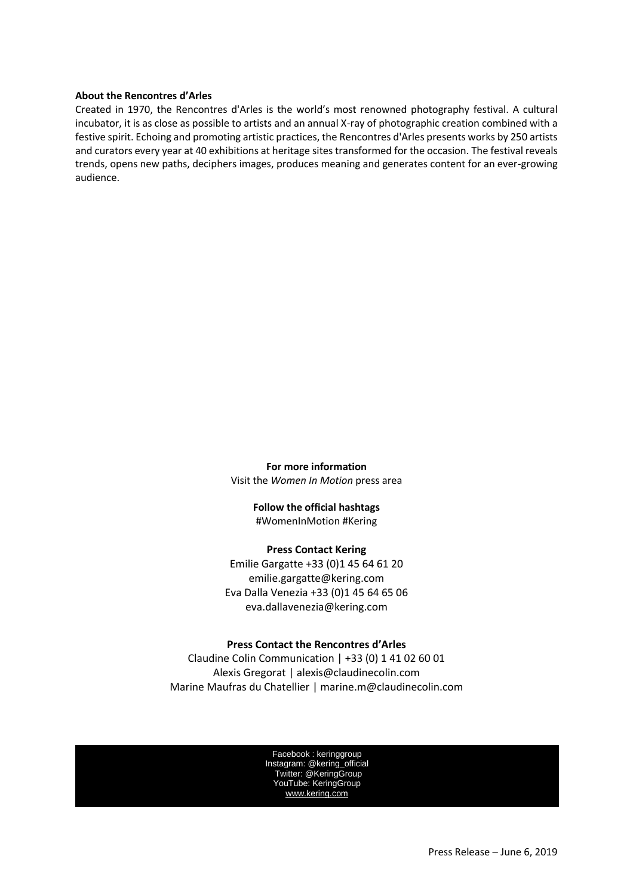**About the Rencontres d'Arles**

Created in 1970, the Rencontres d'Arles is the world's most renowned photography festival. A cultural incubator, it is as close as possible to artists and an annual X-ray of photographic creation combined with a festive spirit. Echoing and promoting artistic practices, the Rencontres d'Arles presents works by 250 artists and curators every year at 40 exhibitions at heritage sites transformed for the occasion. The festival reveals trends, opens new paths, deciphers images, produces meaning and generates content for an ever-growing audience.

**For more information**
Visit the *Women In Motion* press area

**Follow the official hashtags**
#WomenInMotion #Kering

**Press Contact Kering**
Emilie Gargatte +33 (0)1 45 64 61 20
emilie.gargatte@kering.com
Eva Dalla Venezia +33 (0)1 45 64 65 06
eva.dallavenezia@kering.com

**Press Contact the Rencontres d'Arles**
Claudine Colin Communication | +33 (0) 1 41 02 60 01
Alexis Gregorat | alexis@claudinecolin.com
Marine Maufras du Chatellier | marine.m@claudinecolin.com

Facebook : keringgroup
Instagram: @kering_official
Twitter: @KeringGroup
YouTube: KeringGroup
www.kering.com

Press Release – June 6, 2019